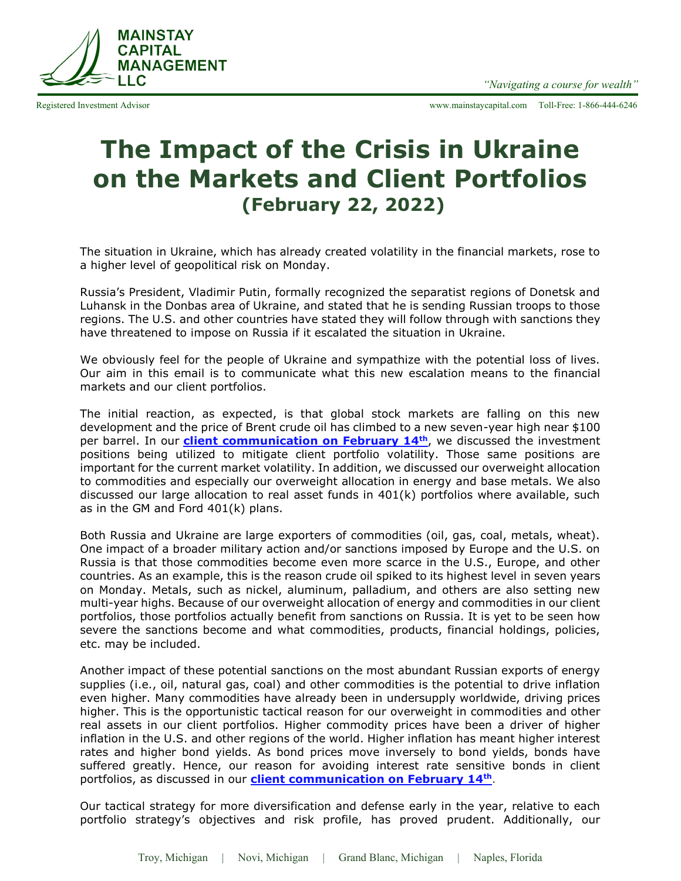# The Impact of the Crisis in Ukraine on the Markets and Client Portfolios

## (February 22, 2022)

The situation in Ukraine, which has already created volatility in the financial markets, rose to a higher level of geopolitical risk on Monday.

Russia's President, Vladimir Putin, formally recognized the separatist regions of Donetsk and Luhansk in the Donbas area of Ukraine, and stated that he is sending Russian troops to those regions. The U.S. and other countries have stated they will follow through with sanctions they have threatened to impose on Russia if it escalated the situation in Ukraine.

We obviously feel for the people of Ukraine and sympathize with the potential loss of lives. Our aim in this email is to communicate what this new escalation means to the financial markets and our client portfolios.

The initial reaction, as expected, is that global stock markets are falling on this new development and the price of Brent crude oil has climbed to a new seven-year high near $100 per barrel. In our **client communication on February 14th**, we discussed the investment positions being utilized to mitigate client portfolio volatility. Those same positions are important for the current market volatility. In addition, we discussed our overweight allocation to commodities and especially our overweight allocation in energy and base metals. We also discussed our large allocation to real asset funds in 401(k) portfolios where available, such as in the GM and Ford 401(k) plans.

Both Russia and Ukraine are large exporters of commodities (oil, gas, coal, metals, wheat). One impact of a broader military action and/or sanctions imposed by Europe and the U.S. on Russia is that those commodities become even more scarce in the U.S., Europe, and other countries. As an example, this is the reason crude oil spiked to its highest level in seven years on Monday. Metals, such as nickel, aluminum, palladium, and others are also setting new multi-year highs. Because of our overweight allocation of energy and commodities in our client portfolios, those portfolios actually benefit from sanctions on Russia. It is yet to be seen how severe the sanctions become and what commodities, products, financial holdings, policies, etc. may be included.

Another impact of these potential sanctions on the most abundant Russian exports of energy supplies (i.e., oil, natural gas, coal) and other commodities is the potential to drive inflation even higher. Many commodities have already been in undersupply worldwide, driving prices higher. This is the opportunistic tactical reason for our overweight in commodities and other real assets in our client portfolios. Higher commodity prices have been a driver of higher inflation in the U.S. and other regions of the world. Higher inflation has meant higher interest rates and higher bond yields. As bond prices move inversely to bond yields, bonds have suffered greatly. Hence, our reason for avoiding interest rate sensitive bonds in client portfolios, as discussed in our **client communication on February 14th**.

Our tactical strategy for more diversification and defense early in the year, relative to each portfolio strategy's objectives and risk profile, has proved prudent. Additionally, our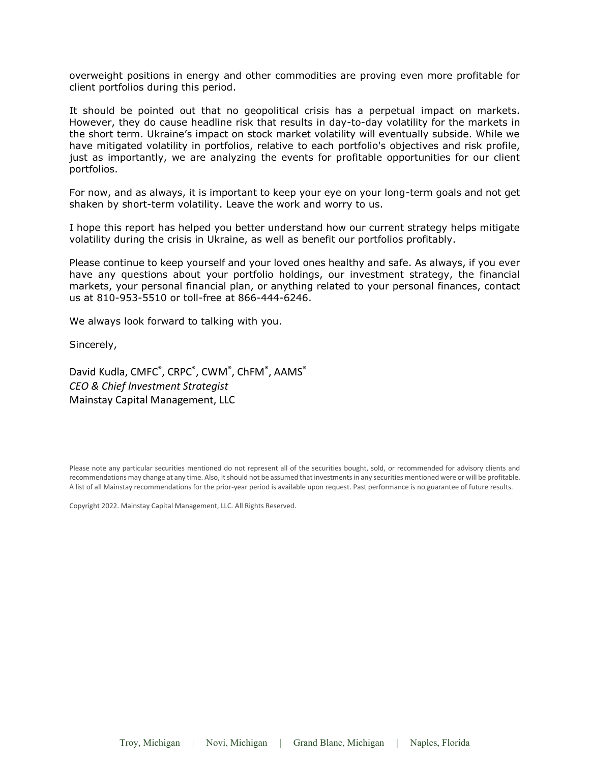overweight positions in energy and other commodities are proving even more profitable for client portfolios during this period.

It should be pointed out that no geopolitical crisis has a perpetual impact on markets. However, they do cause headline risk that results in day-to-day volatility for the markets in the short term. Ukraine's impact on stock market volatility will eventually subside. While we have mitigated volatility in portfolios, relative to each portfolio's objectives and risk profile, just as importantly, we are analyzing the events for profitable opportunities for our client portfolios.

For now, and as always, it is important to keep your eye on your long-term goals and not get shaken by short-term volatility. Leave the work and worry to us.

I hope this report has helped you better understand how our current strategy helps mitigate volatility during the crisis in Ukraine, as well as benefit our portfolios profitably.

Please continue to keep yourself and your loved ones healthy and safe. As always, if you ever have any questions about your portfolio holdings, our investment strategy, the financial markets, your personal financial plan, or anything related to your personal finances, contact us at 810-953-5510 or toll-free at 866-444-6246.

We always look forward to talking with you.

Sincerely,

David Kudla, CMFC®, CRPC®, CWM®, ChFM®, AAMS®
*CEO & Chief Investment Strategist*
Mainstay Capital Management, LLC

Please note any particular securities mentioned do not represent all of the securities bought, sold, or recommended for advisory clients and recommendations may change at any time. Also, it should not be assumed that investments in any securities mentioned were or will be profitable. A list of all Mainstay recommendations for the prior-year period is available upon request. Past performance is no guarantee of future results.

Copyright 2022. Mainstay Capital Management, LLC. All Rights Reserved.

Troy, Michigan | Novi, Michigan | Grand Blanc, Michigan | Naples, Florida